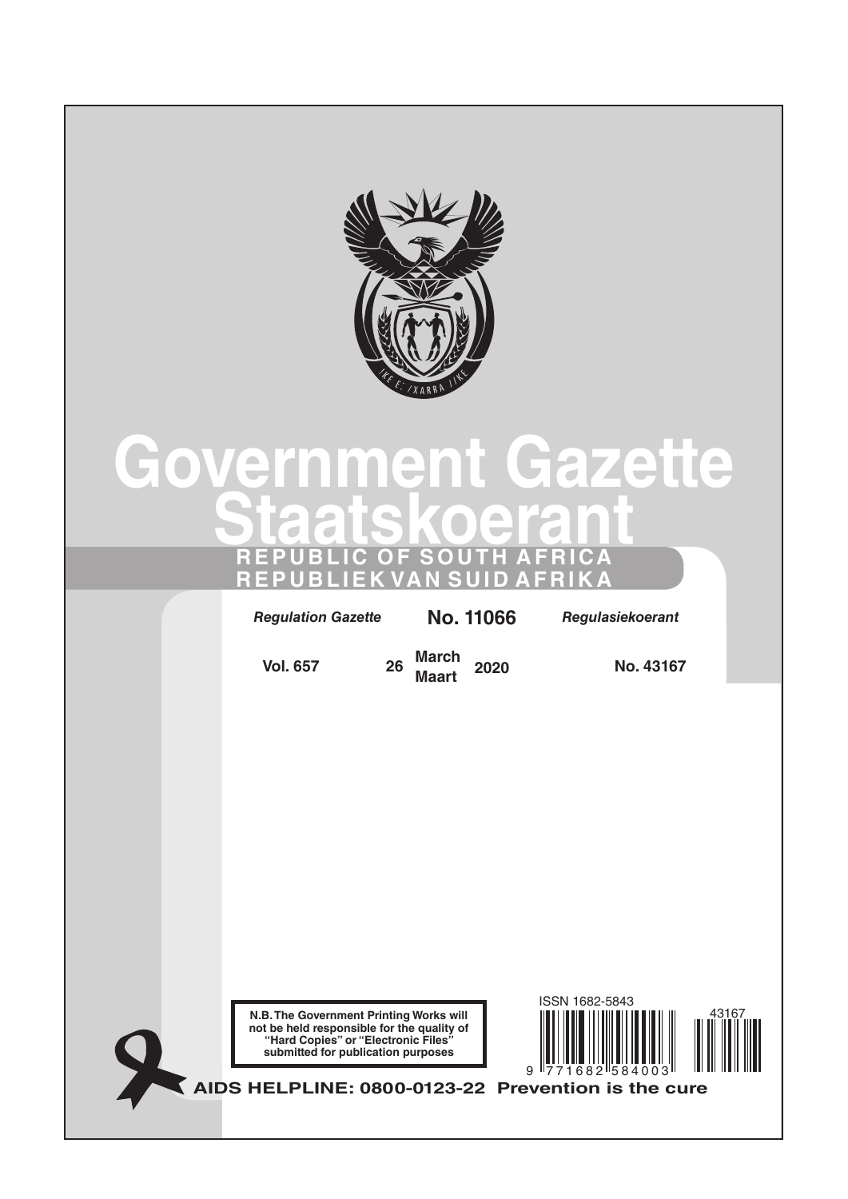# Government Gazette

# Staatskoerant

**REPUBLIC OF SOUTH AFRICA**

**REPUBLIEK VAN SUID AFRIKA**

| *Regulation Gazette* | **No. 11066** | *Regulasiekoerant* |
|---|---|---|
| **Vol. 657** | **26 March Maart 2020** | **No. 43167** |

**N.B. The Government Printing Works will not be held responsible for the quality of "Hard Copies" or "Electronic Files" submitted for publication purposes**

ISSN 1682-5843

43167

9 771682 584003

**AIDS HELPLINE: 0800-0123-22 Prevention is the cure**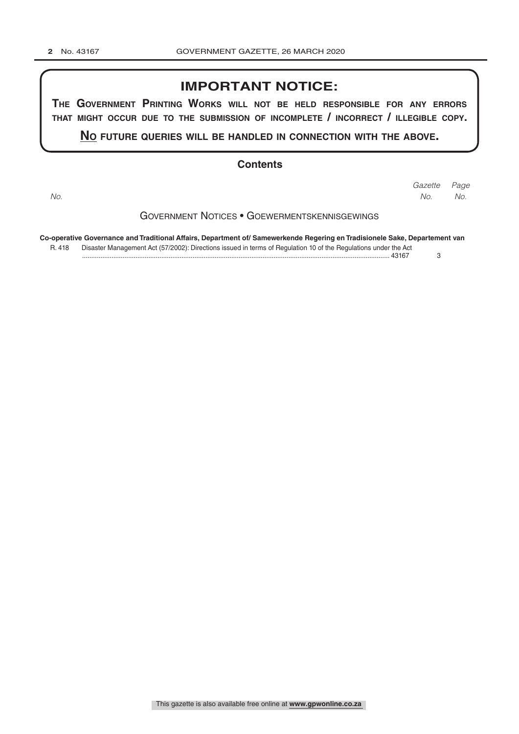# IMPORTANT NOTICE:

**THE GOVERNMENT PRINTING WORKS WILL NOT BE HELD RESPONSIBLE FOR ANY ERRORS THAT MIGHT OCCUR DUE TO THE SUBMISSION OF INCOMPLETE / INCORRECT / ILLEGIBLE COPY.**

**NO FUTURE QUERIES WILL BE HANDLED IN CONNECTION WITH THE ABOVE.**

## Contents

| No. | | Gazette No. | Page No. |
|---|---|---|---|

### GOVERNMENT NOTICES • GOEWERMENTSKENNISGEWINGS

**Co-operative Governance and Traditional Affairs, Department of/ Samewerkende Regering en Tradisionele Sake, Departement van**

| No. | | Gazette No. | Page No. |
|---|---|---|---|
| R. 418 | Disaster Management Act (57/2002): Directions issued in terms of Regulation 10 of the Regulations under the Act | 43167 | 3 |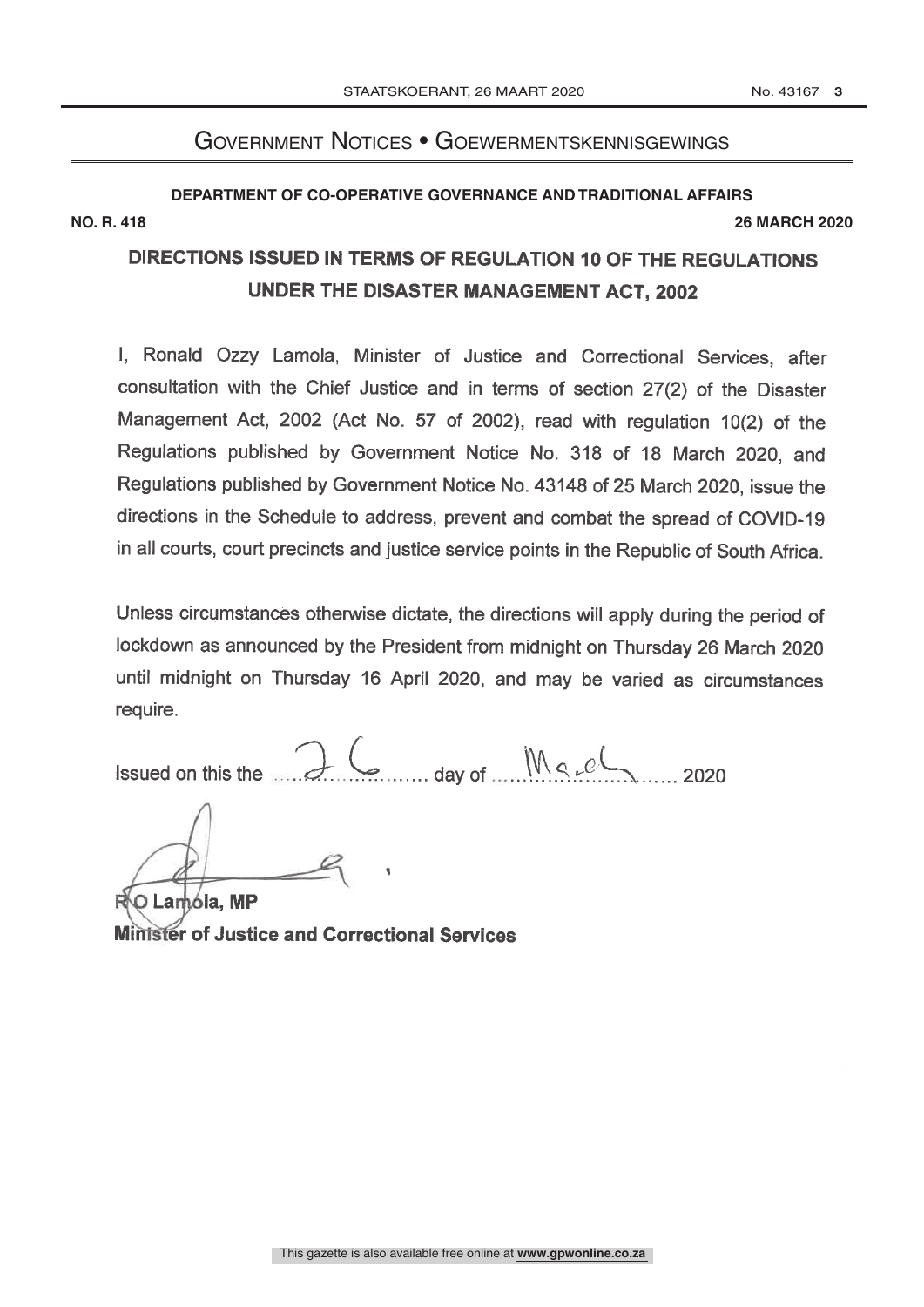## Government Notices • Goewermentskennisgewings

**DEPARTMENT OF CO-OPERATIVE GOVERNANCE AND TRADITIONAL AFFAIRS**

**NO. R. 418** **26 MARCH 2020**

# DIRECTIONS ISSUED IN TERMS OF REGULATION 10 OF THE REGULATIONS UNDER THE DISASTER MANAGEMENT ACT, 2002

I, Ronald Ozzy Lamola, Minister of Justice and Correctional Services, after consultation with the Chief Justice and in terms of section 27(2) of the Disaster Management Act, 2002 (Act No. 57 of 2002), read with regulation 10(2) of the Regulations published by Government Notice No. 318 of 18 March 2020, and Regulations published by Government Notice No. 43148 of 25 March 2020, issue the directions in the Schedule to address, prevent and combat the spread of COVID-19 in all courts, court precincts and justice service points in the Republic of South Africa.

Unless circumstances otherwise dictate, the directions will apply during the period of lockdown as announced by the President from midnight on Thursday 26 March 2020 until midnight on Thursday 16 April 2020, and may be varied as circumstances require.

Issued on this the 26 day of March 2020

**R O Lamola, MP**
**Minister of Justice and Correctional Services**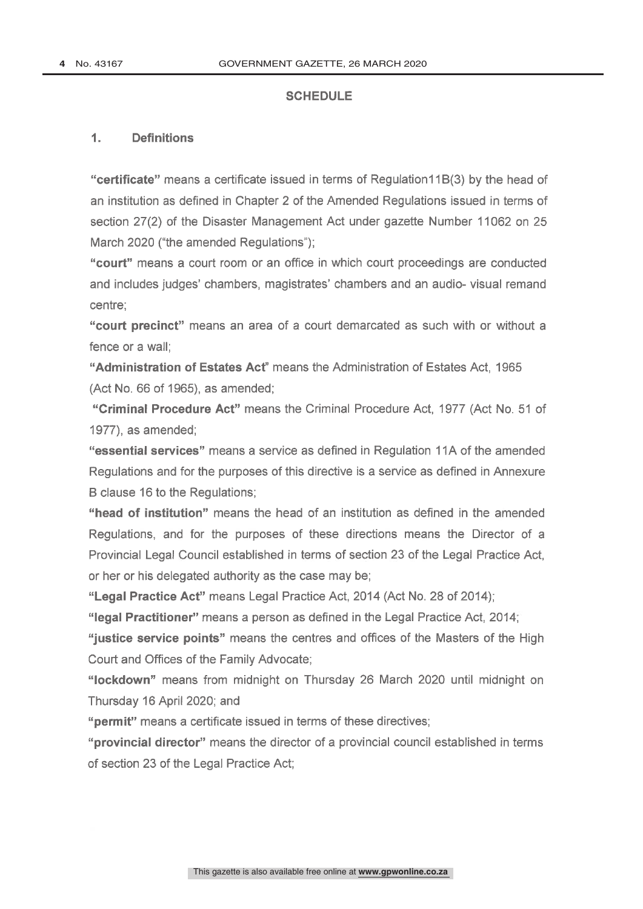## SCHEDULE

### 1. Definitions

**"certificate"** means a certificate issued in terms of Regulation11B(3) by the head of an institution as defined in Chapter 2 of the Amended Regulations issued in terms of section 27(2) of the Disaster Management Act under gazette Number 11062 on 25 March 2020 ("the amended Regulations");

**"court"** means a court room or an office in which court proceedings are conducted and includes judges' chambers, magistrates' chambers and an audio- visual remand centre;

**"court precinct"** means an area of a court demarcated as such with or without a fence or a wall;

**"Administration of Estates Act"** means the Administration of Estates Act, 1965 (Act No. 66 of 1965), as amended;

**"Criminal Procedure Act"** means the Criminal Procedure Act, 1977 (Act No. 51 of 1977), as amended;

**"essential services"** means a service as defined in Regulation 11A of the amended Regulations and for the purposes of this directive is a service as defined in Annexure B clause 16 to the Regulations;

**"head of institution"** means the head of an institution as defined in the amended Regulations, and for the purposes of these directions means the Director of a Provincial Legal Council established in terms of section 23 of the Legal Practice Act, or her or his delegated authority as the case may be;

**"Legal Practice Act"** means Legal Practice Act, 2014 (Act No. 28 of 2014);

**"legal Practitioner"** means a person as defined in the Legal Practice Act, 2014;

**"justice service points"** means the centres and offices of the Masters of the High Court and Offices of the Family Advocate;

**"lockdown"** means from midnight on Thursday 26 March 2020 until midnight on Thursday 16 April 2020; and

**"permit"** means a certificate issued in terms of these directives;

**"provincial director"** means the director of a provincial council established in terms of section 23 of the Legal Practice Act;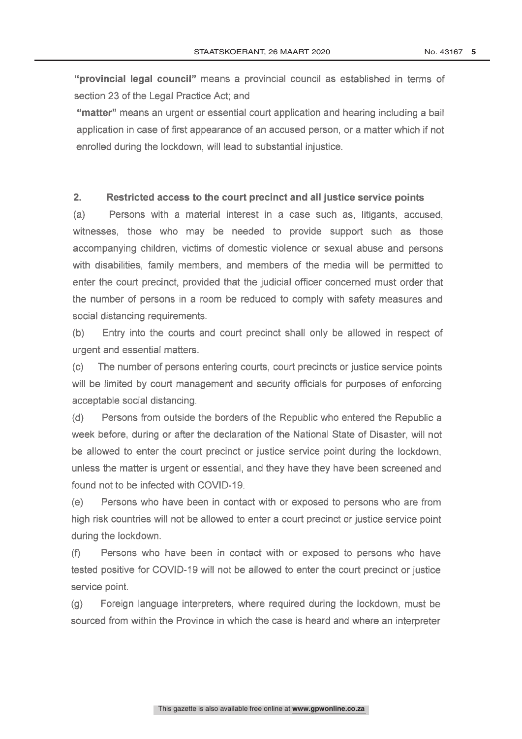**"provincial legal council"** means a provincial council as established in terms of section 23 of the Legal Practice Act; and

**"matter"** means an urgent or essential court application and hearing including a bail application in case of first appearance of an accused person, or a matter which if not enrolled during the lockdown, will lead to substantial injustice.

## 2. Restricted access to the court precinct and all justice service points

(a) Persons with a material interest in a case such as, litigants, accused, witnesses, those who may be needed to provide support such as those accompanying children, victims of domestic violence or sexual abuse and persons with disabilities, family members, and members of the media will be permitted to enter the court precinct, provided that the judicial officer concerned must order that the number of persons in a room be reduced to comply with safety measures and social distancing requirements.

(b) Entry into the courts and court precinct shall only be allowed in respect of urgent and essential matters.

(c) The number of persons entering courts, court precincts or justice service points will be limited by court management and security officials for purposes of enforcing acceptable social distancing.

(d) Persons from outside the borders of the Republic who entered the Republic a week before, during or after the declaration of the National State of Disaster, will not be allowed to enter the court precinct or justice service point during the lockdown, unless the matter is urgent or essential, and they have they have been screened and found not to be infected with COVID-19.

(e) Persons who have been in contact with or exposed to persons who are from high risk countries will not be allowed to enter a court precinct or justice service point during the lockdown.

(f) Persons who have been in contact with or exposed to persons who have tested positive for COVID-19 will not be allowed to enter the court precinct or justice service point.

(g) Foreign language interpreters, where required during the lockdown, must be sourced from within the Province in which the case is heard and where an interpreter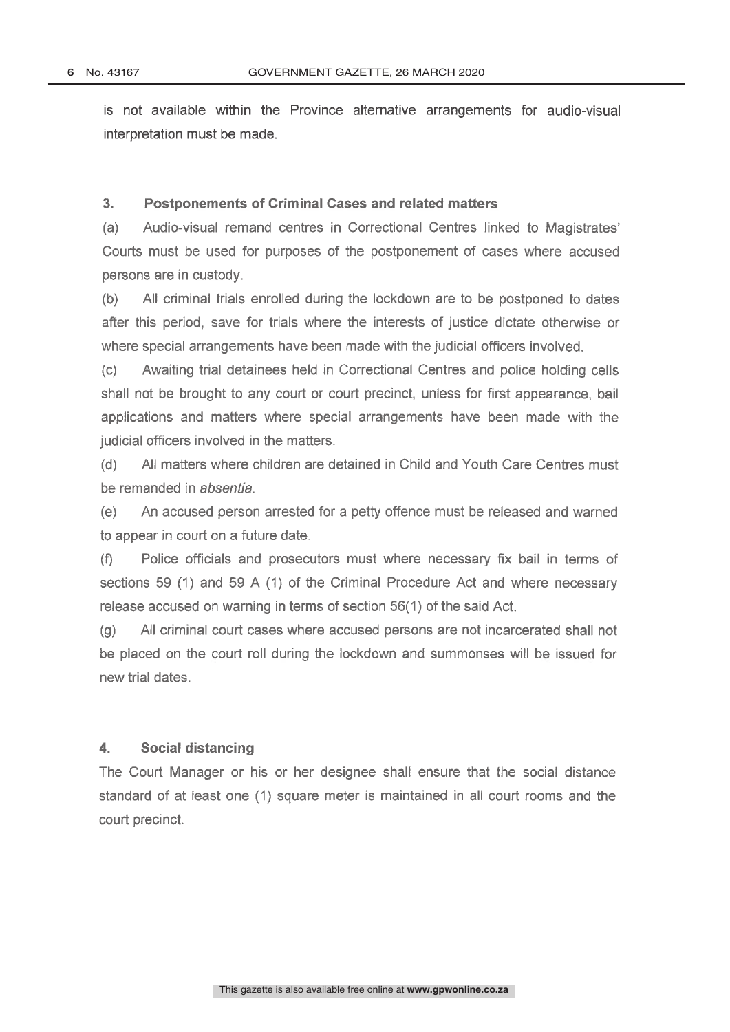is not available within the Province alternative arrangements for audio-visual interpretation must be made.

### 3. Postponements of Criminal Cases and related matters

(a) Audio-visual remand centres in Correctional Centres linked to Magistrates' Courts must be used for purposes of the postponement of cases where accused persons are in custody.

(b) All criminal trials enrolled during the lockdown are to be postponed to dates after this period, save for trials where the interests of justice dictate otherwise or where special arrangements have been made with the judicial officers involved.

(c) Awaiting trial detainees held in Correctional Centres and police holding cells shall not be brought to any court or court precinct, unless for first appearance, bail applications and matters where special arrangements have been made with the judicial officers involved in the matters.

(d) All matters where children are detained in Child and Youth Care Centres must be remanded in *absentia.*

(e) An accused person arrested for a petty offence must be released and warned to appear in court on a future date.

(f) Police officials and prosecutors must where necessary fix bail in terms of sections 59 (1) and 59 A (1) of the Criminal Procedure Act and where necessary release accused on warning in terms of section 56(1) of the said Act.

(g) All criminal court cases where accused persons are not incarcerated shall not be placed on the court roll during the lockdown and summonses will be issued for new trial dates.

### 4. Social distancing

The Court Manager or his or her designee shall ensure that the social distance standard of at least one (1) square meter is maintained in all court rooms and the court precinct.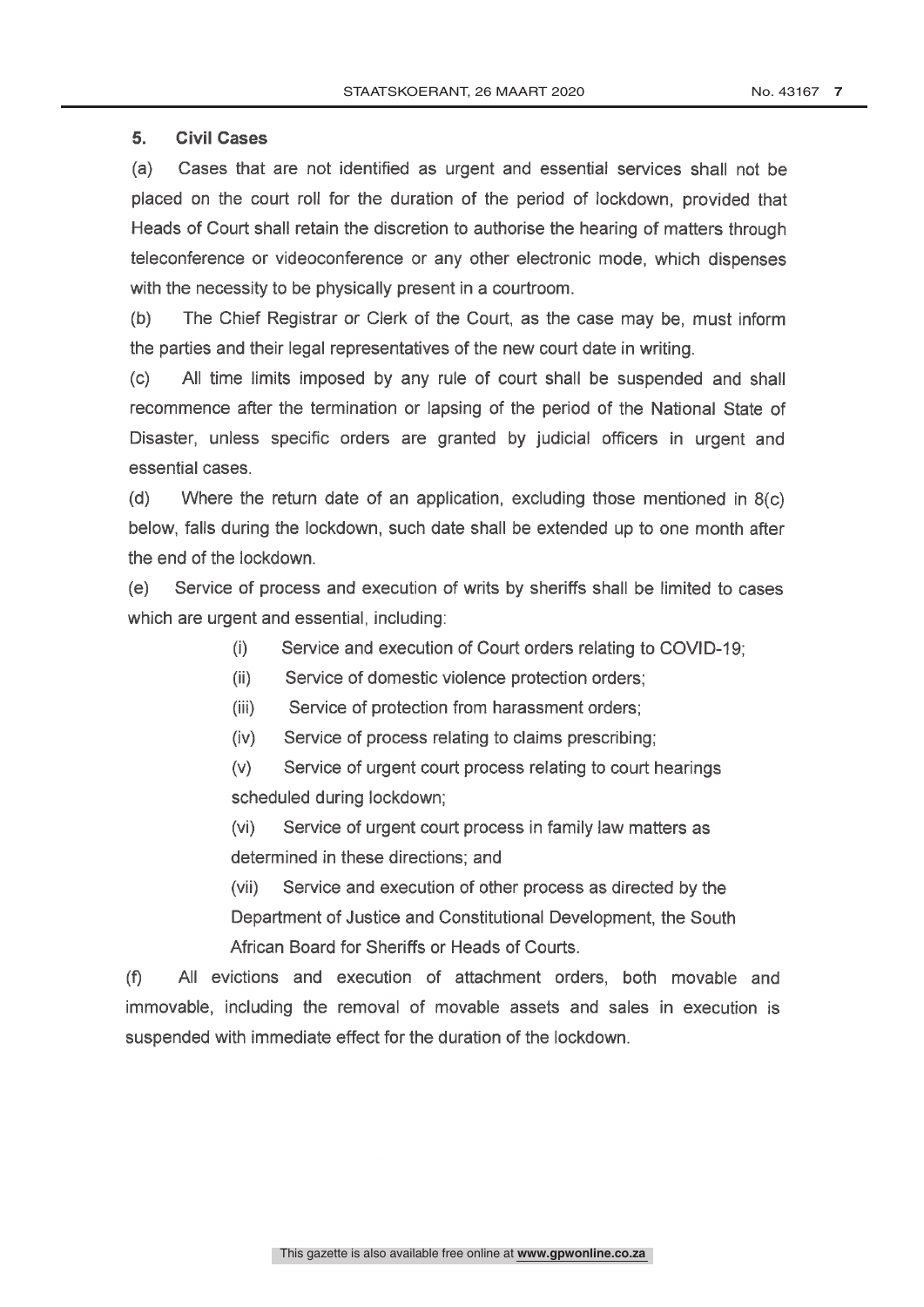## 5. Civil Cases

(a) Cases that are not identified as urgent and essential services shall not be placed on the court roll for the duration of the period of lockdown, provided that Heads of Court shall retain the discretion to authorise the hearing of matters through teleconference or videoconference or any other electronic mode, which dispenses with the necessity to be physically present in a courtroom.

(b) The Chief Registrar or Clerk of the Court, as the case may be, must inform the parties and their legal representatives of the new court date in writing.

(c) All time limits imposed by any rule of court shall be suspended and shall recommence after the termination or lapsing of the period of the National State of Disaster, unless specific orders are granted by judicial officers in urgent and essential cases.

(d) Where the return date of an application, excluding those mentioned in 8(c) below, falls during the lockdown, such date shall be extended up to one month after the end of the lockdown.

(e) Service of process and execution of writs by sheriffs shall be limited to cases which are urgent and essential, including:

> (i) Service and execution of Court orders relating to COVID-19;
>
> (ii) Service of domestic violence protection orders;
>
> (iii) Service of protection from harassment orders;
>
> (iv) Service of process relating to claims prescribing;
>
> (v) Service of urgent court process relating to court hearings scheduled during lockdown;
>
> (vi) Service of urgent court process in family law matters as determined in these directions; and
>
> (vii) Service and execution of other process as directed by the Department of Justice and Constitutional Development, the South African Board for Sheriffs or Heads of Courts.

(f) All evictions and execution of attachment orders, both movable and immovable, including the removal of movable assets and sales in execution is suspended with immediate effect for the duration of the lockdown.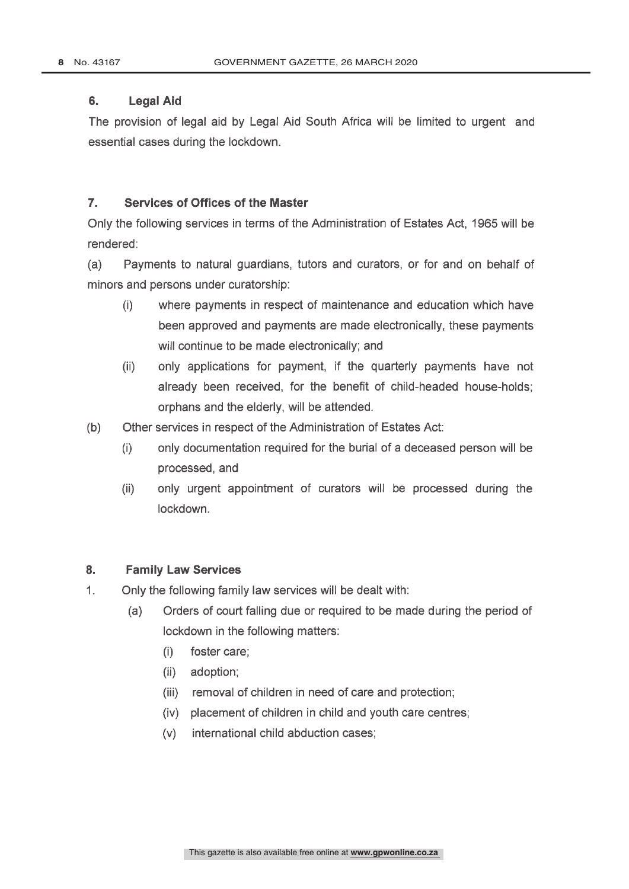## 6. Legal Aid

The provision of legal aid by Legal Aid South Africa will be limited to urgent and essential cases during the lockdown.

## 7. Services of Offices of the Master

Only the following services in terms of the Administration of Estates Act, 1965 will be rendered:

(a) Payments to natural guardians, tutors and curators, or for and on behalf of minors and persons under curatorship:

- (i) where payments in respect of maintenance and education which have been approved and payments are made electronically, these payments will continue to be made electronically; and
- (ii) only applications for payment, if the quarterly payments have not already been received, for the benefit of child-headed house-holds; orphans and the elderly, will be attended.

(b) Other services in respect of the Administration of Estates Act:

- (i) only documentation required for the burial of a deceased person will be processed, and
- (ii) only urgent appointment of curators will be processed during the lockdown.

## 8. Family Law Services

1. Only the following family law services will be dealt with:
   - (a) Orders of court falling due or required to be made during the period of lockdown in the following matters:
     - (i) foster care;
     - (ii) adoption;
     - (iii) removal of children in need of care and protection;
     - (iv) placement of children in child and youth care centres;
     - (v) international child abduction cases;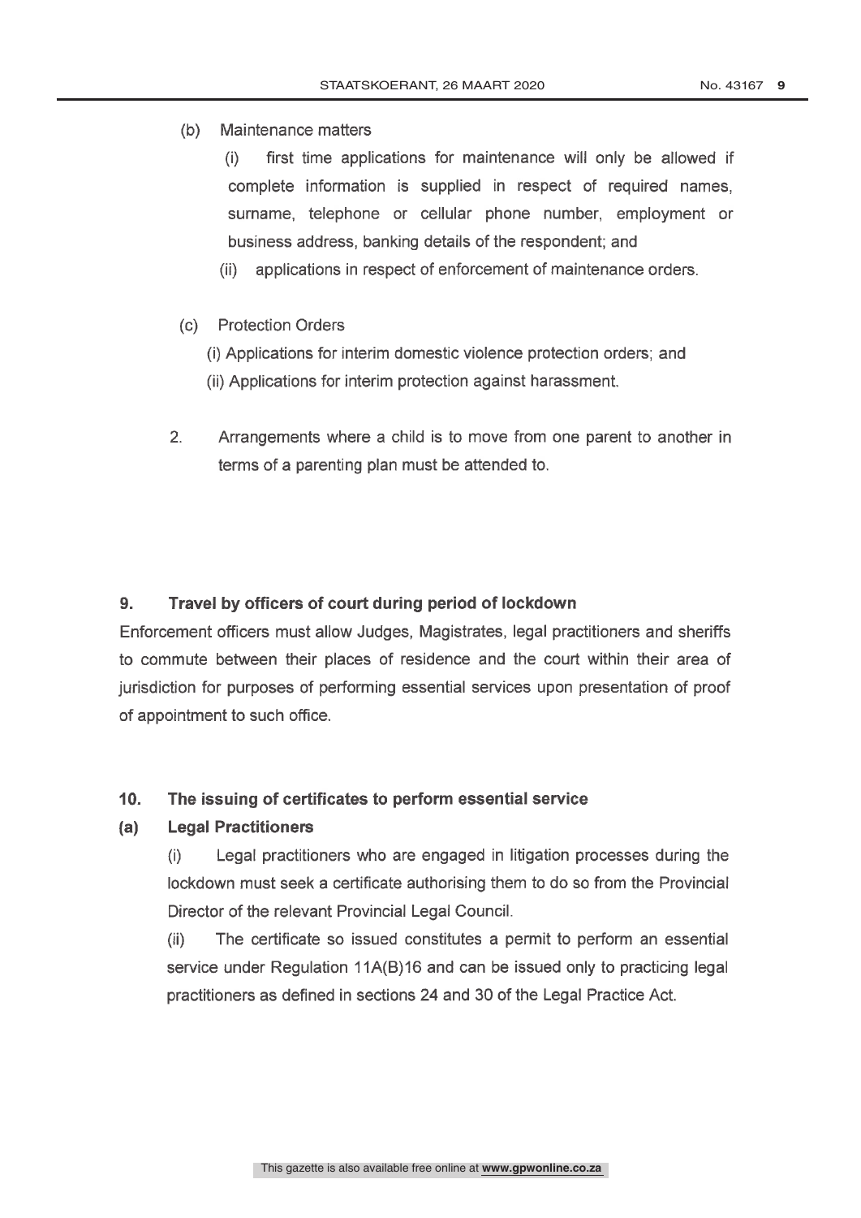(b) Maintenance matters

(i) first time applications for maintenance will only be allowed if complete information is supplied in respect of required names, surname, telephone or cellular phone number, employment or business address, banking details of the respondent; and

(ii) applications in respect of enforcement of maintenance orders.

(c) Protection Orders

(i) Applications for interim domestic violence protection orders; and

(ii) Applications for interim protection against harassment.

2. Arrangements where a child is to move from one parent to another in terms of a parenting plan must be attended to.

## 9. Travel by officers of court during period of lockdown

Enforcement officers must allow Judges, Magistrates, legal practitioners and sheriffs to commute between their places of residence and the court within their area of jurisdiction for purposes of performing essential services upon presentation of proof of appointment to such office.

## 10. The issuing of certificates to perform essential service

### (a) Legal Practitioners

(i) Legal practitioners who are engaged in litigation processes during the lockdown must seek a certificate authorising them to do so from the Provincial Director of the relevant Provincial Legal Council.

(ii) The certificate so issued constitutes a permit to perform an essential service under Regulation 11A(B)16 and can be issued only to practicing legal practitioners as defined in sections 24 and 30 of the Legal Practice Act.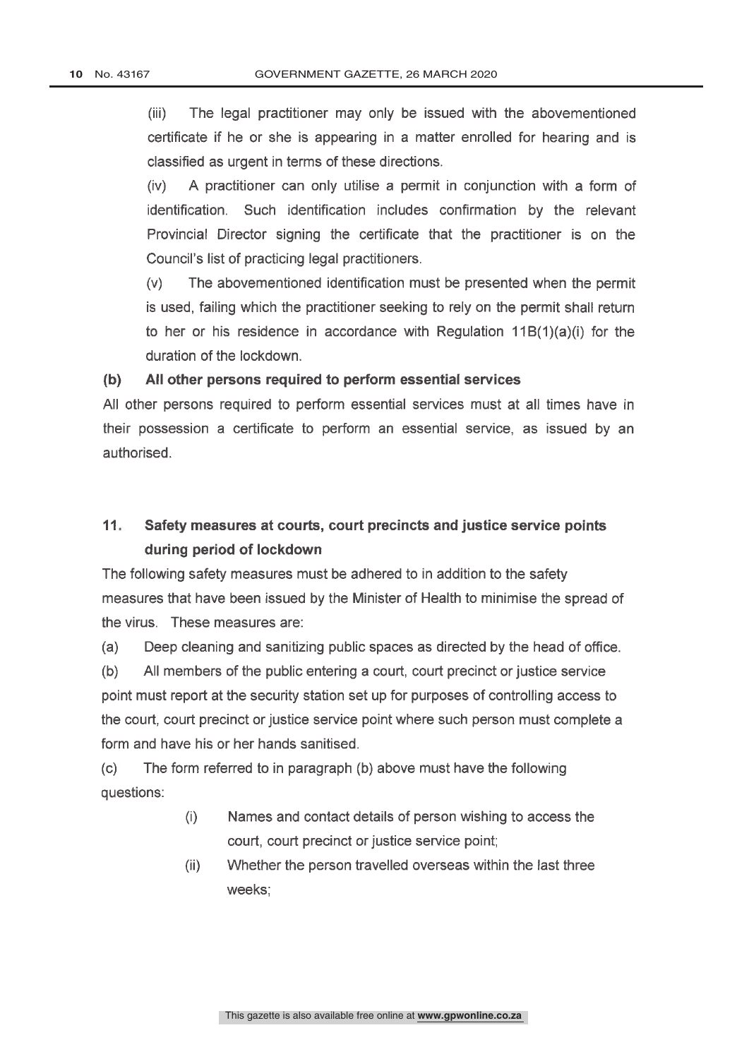(iii) The legal practitioner may only be issued with the abovementioned certificate if he or she is appearing in a matter enrolled for hearing and is classified as urgent in terms of these directions.

(iv) A practitioner can only utilise a permit in conjunction with a form of identification. Such identification includes confirmation by the relevant Provincial Director signing the certificate that the practitioner is on the Council's list of practicing legal practitioners.

(v) The abovementioned identification must be presented when the permit is used, failing which the practitioner seeking to rely on the permit shall return to her or his residence in accordance with Regulation 11B(1)(a)(i) for the duration of the lockdown.

**(b) All other persons required to perform essential services**

All other persons required to perform essential services must at all times have in their possession a certificate to perform an essential service, as issued by an authorised.

## 11. Safety measures at courts, court precincts and justice service points during period of lockdown

The following safety measures must be adhered to in addition to the safety measures that have been issued by the Minister of Health to minimise the spread of the virus. These measures are:

(a) Deep cleaning and sanitizing public spaces as directed by the head of office.

(b) All members of the public entering a court, court precinct or justice service point must report at the security station set up for purposes of controlling access to the court, court precinct or justice service point where such person must complete a form and have his or her hands sanitised.

(c) The form referred to in paragraph (b) above must have the following questions:

> (i) Names and contact details of person wishing to access the court, court precinct or justice service point;
>
> (ii) Whether the person travelled overseas within the last three weeks;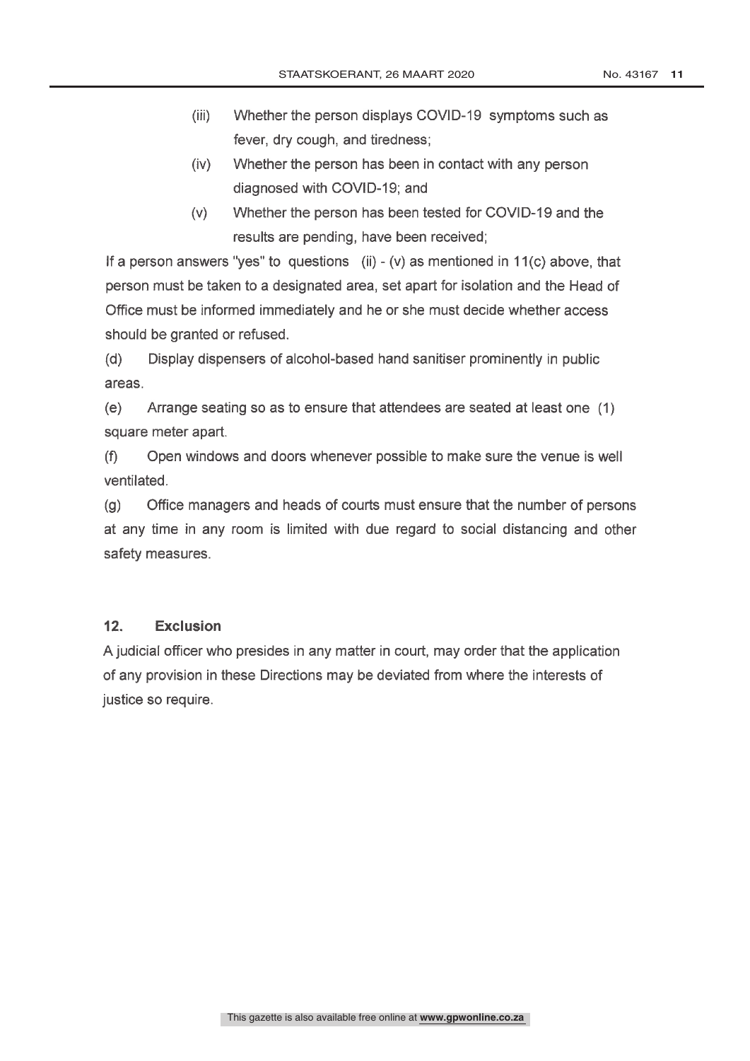(iii) Whether the person displays COVID-19 symptoms such as fever, dry cough, and tiredness;

(iv) Whether the person has been in contact with any person diagnosed with COVID-19; and

(v) Whether the person has been tested for COVID-19 and the results are pending, have been received;

If a person answers "yes" to questions (ii) - (v) as mentioned in 11(c) above, that person must be taken to a designated area, set apart for isolation and the Head of Office must be informed immediately and he or she must decide whether access should be granted or refused.

(d) Display dispensers of alcohol-based hand sanitiser prominently in public areas.

(e) Arrange seating so as to ensure that attendees are seated at least one (1) square meter apart.

(f) Open windows and doors whenever possible to make sure the venue is well ventilated.

(g) Office managers and heads of courts must ensure that the number of persons at any time in any room is limited with due regard to social distancing and other safety measures.

## 12. Exclusion

A judicial officer who presides in any matter in court, may order that the application of any provision in these Directions may be deviated from where the interests of justice so require.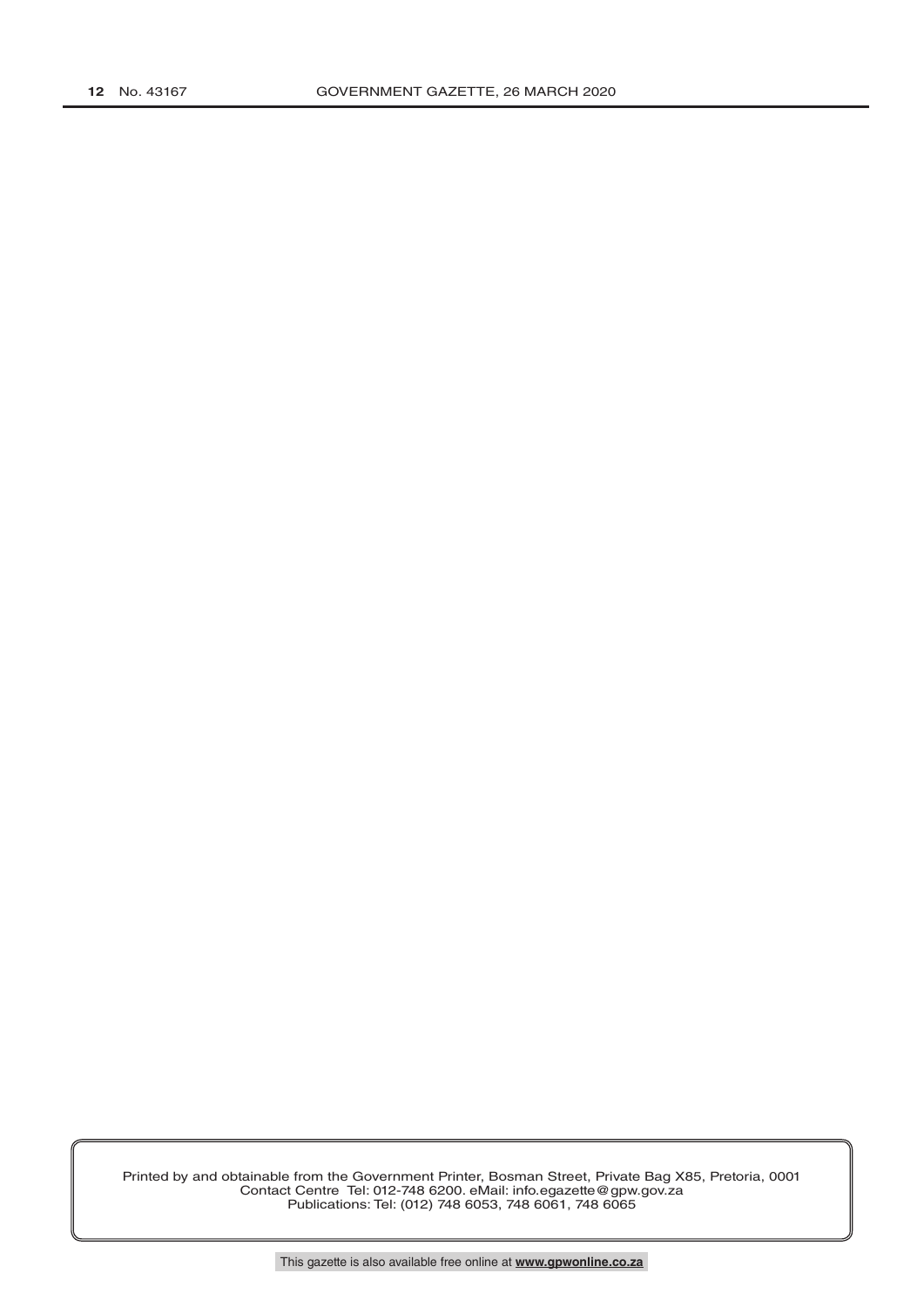Printed by and obtainable from the Government Printer, Bosman Street, Private Bag X85, Pretoria, 0001
Contact Centre Tel: 012-748 6200. eMail: info.egazette@gpw.gov.za
Publications: Tel: (012) 748 6053, 748 6061, 748 6065

This gazette is also available free online at **www.gpwonline.co.za**